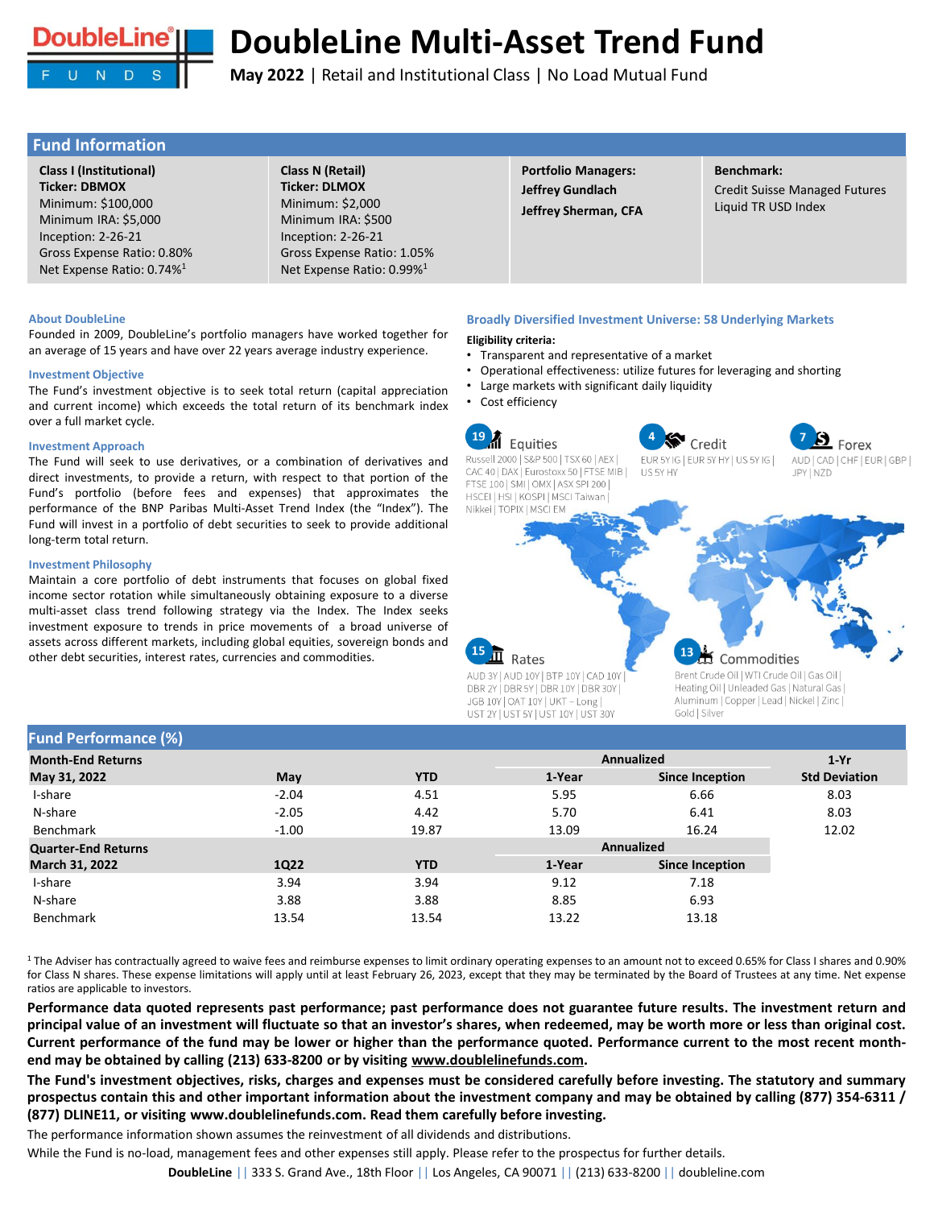# DoubleLine Multi-Asset Trend Fund

**May 2022** | Retail and Institutional Class | No Load Mutual Fund

## Fund Information

| Class I (Institutional) | Class N (Retail) | Portfolio Managers: | Benchmark: |
|---|---|---|---|
| **Ticker: DBMOX** | **Ticker: DLMOX** | **Jeffrey Gundlach** | Credit Suisse Managed Futures Liquid TR USD Index |
| Minimum: $100,000 | Minimum: $2,000 | **Jeffrey Sherman, CFA** | |
| Minimum IRA: $5,000 | Minimum IRA: $500 | | |
| Inception: 2-26-21 | Inception: 2-26-21 | | |
| Gross Expense Ratio: 0.80% | Gross Expense Ratio: 1.05% | | |
| Net Expense Ratio: 0.74%[1] | Net Expense Ratio: 0.99%[1] | | |

### About DoubleLine

Founded in 2009, DoubleLine's portfolio managers have worked together for an average of 15 years and have over 22 years average industry experience.

### Investment Objective

The Fund's investment objective is to seek total return (capital appreciation and current income) which exceeds the total return of its benchmark index over a full market cycle.

### Investment Approach

The Fund will seek to use derivatives, or a combination of derivatives and direct investments, to provide a return, with respect to that portion of the Fund's portfolio (before fees and expenses) that approximates the performance of the BNP Paribas Multi-Asset Trend Index (the "Index"). The Fund will invest in a portfolio of debt securities to seek to provide additional long-term total return.

### Investment Philosophy

Maintain a core portfolio of debt instruments that focuses on global fixed income sector rotation while simultaneously obtaining exposure to a diverse multi-asset class trend following strategy via the Index. The Index seeks investment exposure to trends in price movements of a broad universe of assets across different markets, including global equities, sovereign bonds and other debt securities, interest rates, currencies and commodities.

### Broadly Diversified Investment Universe: 58 Underlying Markets

**Eligibility criteria:**

- Transparent and representative of a market
- Operational effectiveness: utilize futures for leveraging and shorting
- Large markets with significant daily liquidity
- Cost efficiency

**19 Equities**: Russell 2000 | S&P 500 | TSX 60 | AEX | CAC 40 | DAX | Eurostoxx 50 | FTSE MIB | FTSE 100 | SMI | OMX | ASX SPI 200 | HSCEI | HSI | KOSPI | MSCI Taiwan | Nikkei | TOPIX | MSCI EM

**4 Credit**: EUR 5Y IG | EUR 5Y HY | US 5Y IG | US 5Y HY

**7 Forex**: AUD | CAD | CHF | EUR | GBP | JPY | NZD

**15 Rates**: AUD 3Y | AUD 10Y | BTP 10Y | CAD 10Y | DBR 2Y | DBR 5Y | DBR 10Y | DBR 30Y | JGB 10Y | OAT 10Y | UKT – Long | UST 2Y | UST 5Y | UST 10Y | UST 30Y

**13 Commodities**: Brent Crude Oil | WTI Crude Oil | Gas Oil | Heating Oil | Unleaded Gas | Natural Gas | Aluminum | Copper | Lead | Nickel | Zinc | Gold | Silver

## Fund Performance (%)

| **Month-End Returns** | | | Annualized | | 1-Yr |
|---|---|---|---|---|---|
| **May 31, 2022** | **May** | **YTD** | **1-Year** | **Since Inception** | **Std Deviation** |
| I-share | -2.04 | 4.51 | 5.95 | 6.66 | 8.03 |
| N-share | -2.05 | 4.42 | 5.70 | 6.41 | 8.03 |
| Benchmark | -1.00 | 19.87 | 13.09 | 16.24 | 12.02 |
| **Quarter-End Returns** | | | Annualized | | |
| **March 31, 2022** | **1Q22** | **YTD** | **1-Year** | **Since Inception** | |
| I-share | 3.94 | 3.94 | 9.12 | 7.18 | |
| N-share | 3.88 | 3.88 | 8.85 | 6.93 | |
| Benchmark | 13.54 | 13.54 | 13.22 | 13.18 | |

[1] The Adviser has contractually agreed to waive fees and reimburse expenses to limit ordinary operating expenses to an amount not to exceed 0.65% for Class I shares and 0.90% for Class N shares. These expense limitations will apply until at least February 26, 2023, except that they may be terminated by the Board of Trustees at any time. Net expense ratios are applicable to investors.

**Performance data quoted represents past performance; past performance does not guarantee future results. The investment return and principal value of an investment will fluctuate so that an investor's shares, when redeemed, may be worth more or less than original cost. Current performance of the fund may be lower or higher than the performance quoted. Performance current to the most recent month-end may be obtained by calling (213) 633-8200 or by visiting www.doublelinefunds.com.**

**The Fund's investment objectives, risks, charges and expenses must be considered carefully before investing. The statutory and summary prospectus contain this and other important information about the investment company and may be obtained by calling (877) 354-6311 / (877) DLINE11, or visiting www.doublelinefunds.com. Read them carefully before investing.**

The performance information shown assumes the reinvestment of all dividends and distributions.

While the Fund is no-load, management fees and other expenses still apply. Please refer to the prospectus for further details.

**DoubleLine** || 333 S. Grand Ave., 18th Floor || Los Angeles, CA 90071 || (213) 633-8200 || doubleline.com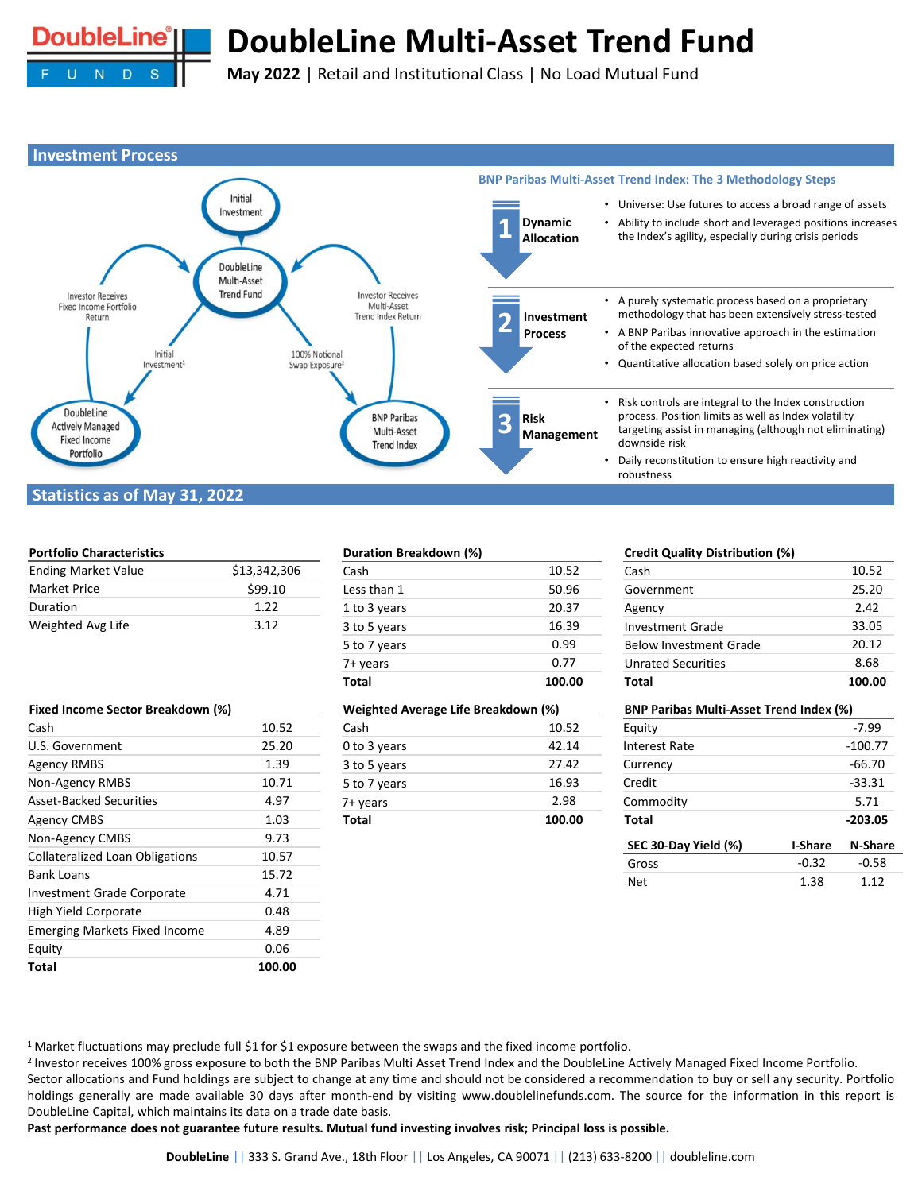# DoubleLine Multi-Asset Trend Fund

**May 2022** | Retail and Institutional Class | No Load Mutual Fund

## Investment Process

Initial Investment

DoubleLine Multi-Asset Trend Fund

Investor Receives Fixed Income Portfolio Return

Initial Investment[1]

100% Notional Swap Exposure[2]

Investor Receives Multi-Asset Trend Index Return

DoubleLine Actively Managed Fixed Income Portfolio

BNP Paribas Multi-Asset Trend Index

### BNP Paribas Multi-Asset Trend Index: The 3 Methodology Steps

**1 Dynamic Allocation**

- Universe: Use futures to access a broad range of assets
- Ability to include short and leveraged positions increases the Index's agility, especially during crisis periods

**2 Investment Process**

- A purely systematic process based on a proprietary methodology that has been extensively stress-tested
- A BNP Paribas innovative approach in the estimation of the expected returns
- Quantitative allocation based solely on price action

**3 Risk Management**

- Risk controls are integral to the Index construction process. Position limits as well as Index volatility targeting assist in managing (although not eliminating) downside risk
- Daily reconstitution to ensure high reactivity and robustness

## Statistics as of May 31, 2022

| Portfolio Characteristics | |
|---|---|
| Ending Market Value | $13,342,306 |
| Market Price | $99.10 |
| Duration | 1.22 |
| Weighted Avg Life | 3.12 |

| Duration Breakdown (%) | |
|---|---|
| Cash | 10.52 |
| Less than 1 | 50.96 |
| 1 to 3 years | 20.37 |
| 3 to 5 years | 16.39 |
| 5 to 7 years | 0.99 |
| 7+ years | 0.77 |
| **Total** | **100.00** |

| Credit Quality Distribution (%) | |
|---|---|
| Cash | 10.52 |
| Government | 25.20 |
| Agency | 2.42 |
| Investment Grade | 33.05 |
| Below Investment Grade | 20.12 |
| Unrated Securities | 8.68 |
| **Total** | **100.00** |

| Fixed Income Sector Breakdown (%) | |
|---|---|
| Cash | 10.52 |
| U.S. Government | 25.20 |
| Agency RMBS | 1.39 |
| Non-Agency RMBS | 10.71 |
| Asset-Backed Securities | 4.97 |
| Agency CMBS | 1.03 |
| Non-Agency CMBS | 9.73 |
| Collateralized Loan Obligations | 10.57 |
| Bank Loans | 15.72 |
| Investment Grade Corporate | 4.71 |
| High Yield Corporate | 0.48 |
| Emerging Markets Fixed Income | 4.89 |
| Equity | 0.06 |
| **Total** | **100.00** |

| Weighted Average Life Breakdown (%) | |
|---|---|
| Cash | 10.52 |
| 0 to 3 years | 42.14 |
| 3 to 5 years | 27.42 |
| 5 to 7 years | 16.93 |
| 7+ years | 2.98 |
| **Total** | **100.00** |

| BNP Paribas Multi-Asset Trend Index (%) | |
|---|---|
| Equity | -7.99 |
| Interest Rate | -100.77 |
| Currency | -66.70 |
| Credit | -33.31 |
| Commodity | 5.71 |
| **Total** | **-203.05** |

| SEC 30-Day Yield (%) | I-Share | N-Share |
|---|---|---|
| Gross | -0.32 | -0.58 |
| Net | 1.38 | 1.12 |

[1] Market fluctuations may preclude full $1 for $1 exposure between the swaps and the fixed income portfolio.
[2] Investor receives 100% gross exposure to both the BNP Paribas Multi Asset Trend Index and the DoubleLine Actively Managed Fixed Income Portfolio.
Sector allocations and Fund holdings are subject to change at any time and should not be considered a recommendation to buy or sell any security. Portfolio holdings generally are made available 30 days after month-end by visiting www.doublelinefunds.com. The source for the information in this report is DoubleLine Capital, which maintains its data on a trade date basis.
**Past performance does not guarantee future results. Mutual fund investing involves risk; Principal loss is possible.**

**DoubleLine** || 333 S. Grand Ave., 18th Floor || Los Angeles, CA 90071 || (213) 633-8200 || doubleline.com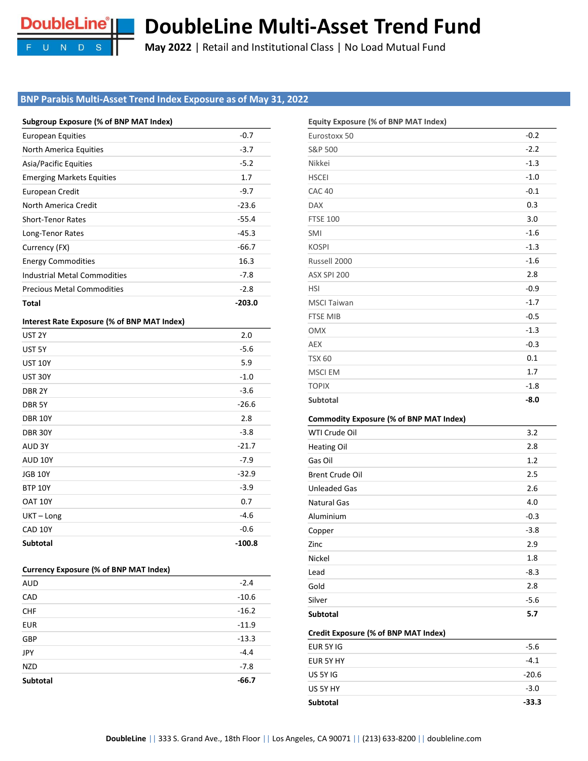# DoubleLine Multi-Asset Trend Fund

**May 2022** | Retail and Institutional Class | No Load Mutual Fund

## BNP Parabis Multi-Asset Trend Index Exposure as of May 31, 2022

| Subgroup Exposure (% of BNP MAT Index) | |
|---|---|
| European Equities | -0.7 |
| North America Equities | -3.7 |
| Asia/Pacific Equities | -5.2 |
| Emerging Markets Equities | 1.7 |
| European Credit | -9.7 |
| North America Credit | -23.6 |
| Short-Tenor Rates | -55.4 |
| Long-Tenor Rates | -45.3 |
| Currency (FX) | -66.7 |
| Energy Commodities | 16.3 |
| Industrial Metal Commodities | -7.8 |
| Precious Metal Commodities | -2.8 |
| **Total** | **-203.0** |

| Interest Rate Exposure (% of BNP MAT Index) | |
|---|---|
| UST 2Y | 2.0 |
| UST 5Y | -5.6 |
| UST 10Y | 5.9 |
| UST 30Y | -1.0 |
| DBR 2Y | -3.6 |
| DBR 5Y | -26.6 |
| DBR 10Y | 2.8 |
| DBR 30Y | -3.8 |
| AUD 3Y | -21.7 |
| AUD 10Y | -7.9 |
| JGB 10Y | -32.9 |
| BTP 10Y | -3.9 |
| OAT 10Y | 0.7 |
| UKT – Long | -4.6 |
| CAD 10Y | -0.6 |
| **Subtotal** | **-100.8** |

| Currency Exposure (% of BNP MAT Index) | |
|---|---|
| AUD | -2.4 |
| CAD | -10.6 |
| CHF | -16.2 |
| EUR | -11.9 |
| GBP | -13.3 |
| JPY | -4.4 |
| NZD | -7.8 |
| **Subtotal** | **-66.7** |

| Equity Exposure (% of BNP MAT Index) | |
|---|---|
| Eurostoxx 50 | -0.2 |
| S&P 500 | -2.2 |
| Nikkei | -1.3 |
| HSCEI | -1.0 |
| CAC 40 | -0.1 |
| DAX | 0.3 |
| FTSE 100 | 3.0 |
| SMI | -1.6 |
| KOSPI | -1.3 |
| Russell 2000 | -1.6 |
| ASX SPI 200 | 2.8 |
| HSI | -0.9 |
| MSCI Taiwan | -1.7 |
| FTSE MIB | -0.5 |
| OMX | -1.3 |
| AEX | -0.3 |
| TSX 60 | 0.1 |
| MSCI EM | 1.7 |
| TOPIX | -1.8 |
| **Subtotal** | **-8.0** |

| Commodity Exposure (% of BNP MAT Index) | |
|---|---|
| WTI Crude Oil | 3.2 |
| Heating Oil | 2.8 |
| Gas Oil | 1.2 |
| Brent Crude Oil | 2.5 |
| Unleaded Gas | 2.6 |
| Natural Gas | 4.0 |
| Aluminium | -0.3 |
| Copper | -3.8 |
| Zinc | 2.9 |
| Nickel | 1.8 |
| Lead | -8.3 |
| Gold | 2.8 |
| Silver | -5.6 |
| **Subtotal** | **5.7** |

| Credit Exposure (% of BNP MAT Index) | |
|---|---|
| EUR 5Y IG | -5.6 |
| EUR 5Y HY | -4.1 |
| US 5Y IG | -20.6 |
| US 5Y HY | -3.0 |
| **Subtotal** | **-33.3** |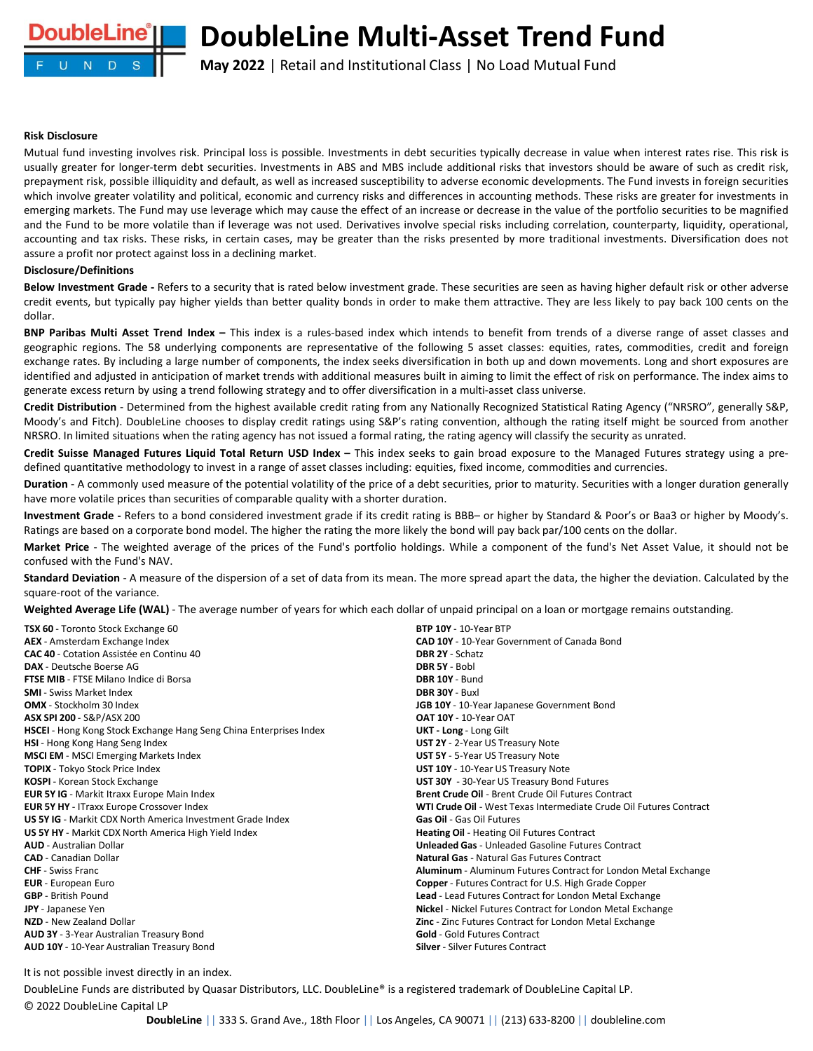# DoubleLine Multi-Asset Trend Fund

**May 2022** | Retail and Institutional Class | No Load Mutual Fund

**Risk Disclosure**

Mutual fund investing involves risk. Principal loss is possible. Investments in debt securities typically decrease in value when interest rates rise. This risk is usually greater for longer-term debt securities. Investments in ABS and MBS include additional risks that investors should be aware of such as credit risk, prepayment risk, possible illiquidity and default, as well as increased susceptibility to adverse economic developments. The Fund invests in foreign securities which involve greater volatility and political, economic and currency risks and differences in accounting methods. These risks are greater for investments in emerging markets. The Fund may use leverage which may cause the effect of an increase or decrease in the value of the portfolio securities to be magnified and the Fund to be more volatile than if leverage was not used. Derivatives involve special risks including correlation, counterparty, liquidity, operational, accounting and tax risks. These risks, in certain cases, may be greater than the risks presented by more traditional investments. Diversification does not assure a profit nor protect against loss in a declining market.

**Disclosure/Definitions**

**Below Investment Grade -** Refers to a security that is rated below investment grade. These securities are seen as having higher default risk or other adverse credit events, but typically pay higher yields than better quality bonds in order to make them attractive. They are less likely to pay back 100 cents on the dollar.

**BNP Paribas Multi Asset Trend Index –** This index is a rules-based index which intends to benefit from trends of a diverse range of asset classes and geographic regions. The 58 underlying components are representative of the following 5 asset classes: equities, rates, commodities, credit and foreign exchange rates. By including a large number of components, the index seeks diversification in both up and down movements. Long and short exposures are identified and adjusted in anticipation of market trends with additional measures built in aiming to limit the effect of risk on performance. The index aims to generate excess return by using a trend following strategy and to offer diversification in a multi-asset class universe.

**Credit Distribution** - Determined from the highest available credit rating from any Nationally Recognized Statistical Rating Agency ("NRSRO", generally S&P, Moody's and Fitch). DoubleLine chooses to display credit ratings using S&P's rating convention, although the rating itself might be sourced from another NRSRO. In limited situations when the rating agency has not issued a formal rating, the rating agency will classify the security as unrated.

**Credit Suisse Managed Futures Liquid Total Return USD Index –** This index seeks to gain broad exposure to the Managed Futures strategy using a pre-defined quantitative methodology to invest in a range of asset classes including: equities, fixed income, commodities and currencies.

**Duration** - A commonly used measure of the potential volatility of the price of a debt securities, prior to maturity. Securities with a longer duration generally have more volatile prices than securities of comparable quality with a shorter duration.

**Investment Grade -** Refers to a bond considered investment grade if its credit rating is BBB– or higher by Standard & Poor's or Baa3 or higher by Moody's. Ratings are based on a corporate bond model. The higher the rating the more likely the bond will pay back par/100 cents on the dollar.

**Market Price** - The weighted average of the prices of the Fund's portfolio holdings. While a component of the fund's Net Asset Value, it should not be confused with the Fund's NAV.

**Standard Deviation** - A measure of the dispersion of a set of data from its mean. The more spread apart the data, the higher the deviation. Calculated by the square-root of the variance.

**Weighted Average Life (WAL)** - The average number of years for which each dollar of unpaid principal on a loan or mortgage remains outstanding.

**TSX 60** - Toronto Stock Exchange 60
**AEX** - Amsterdam Exchange Index
**CAC 40** - Cotation Assistée en Continu 40
**DAX** - Deutsche Boerse AG
**FTSE MIB** - FTSE Milano Indice di Borsa
**SMI** - Swiss Market Index
**OMX** - Stockholm 30 Index
**ASX SPI 200** - S&P/ASX 200
**HSCEI** - Hong Kong Stock Exchange Hang Seng China Enterprises Index
**HSI** - Hong Kong Hang Seng Index
**MSCI EM** - MSCI Emerging Markets Index
**TOPIX** - Tokyo Stock Price Index
**KOSPI** - Korean Stock Exchange
**EUR 5Y IG** - Markit Itraxx Europe Main Index
**EUR 5Y HY** - ITraxx Europe Crossover Index
**US 5Y IG** - Markit CDX North America Investment Grade Index
**US 5Y HY** - Markit CDX North America High Yield Index
**AUD** - Australian Dollar
**CAD** - Canadian Dollar
**CHF** - Swiss Franc
**EUR** - European Euro
**GBP** - British Pound
**JPY** - Japanese Yen
**NZD** - New Zealand Dollar
**AUD 3Y** - 3-Year Australian Treasury Bond
**AUD 10Y** - 10-Year Australian Treasury Bond
**BTP 10Y** - 10-Year BTP
**CAD 10Y** - 10-Year Government of Canada Bond
**DBR 2Y** - Schatz
**DBR 5Y** - Bobl
**DBR 10Y** - Bund
**DBR 30Y** - Buxl
**JGB 10Y** - 10-Year Japanese Government Bond
**OAT 10Y** - 10-Year OAT
**UKT - Long** - Long Gilt
**UST 2Y** - 2-Year US Treasury Note
**UST 5Y** - 5-Year US Treasury Note
**UST 10Y** - 10-Year US Treasury Note
**UST 30Y** - 30-Year US Treasury Bond Futures
**Brent Crude Oil** - Brent Crude Oil Futures Contract
**WTI Crude Oil** - West Texas Intermediate Crude Oil Futures Contract
**Gas Oil** - Gas Oil Futures
**Heating Oil** - Heating Oil Futures Contract
**Unleaded Gas** - Unleaded Gasoline Futures Contract
**Natural Gas** - Natural Gas Futures Contract
**Aluminum** - Aluminum Futures Contract for London Metal Exchange
**Copper** - Futures Contract for U.S. High Grade Copper
**Lead** - Lead Futures Contract for London Metal Exchange
**Nickel** - Nickel Futures Contract for London Metal Exchange
**Zinc** - Zinc Futures Contract for London Metal Exchange
**Gold** - Gold Futures Contract
**Silver** - Silver Futures Contract

It is not possible invest directly in an index.

DoubleLine Funds are distributed by Quasar Distributors, LLC. DoubleLine® is a registered trademark of DoubleLine Capital LP.

© 2022 DoubleLine Capital LP

**DoubleLine** || 333 S. Grand Ave., 18th Floor || Los Angeles, CA 90071 || (213) 633-8200 || doubleline.com